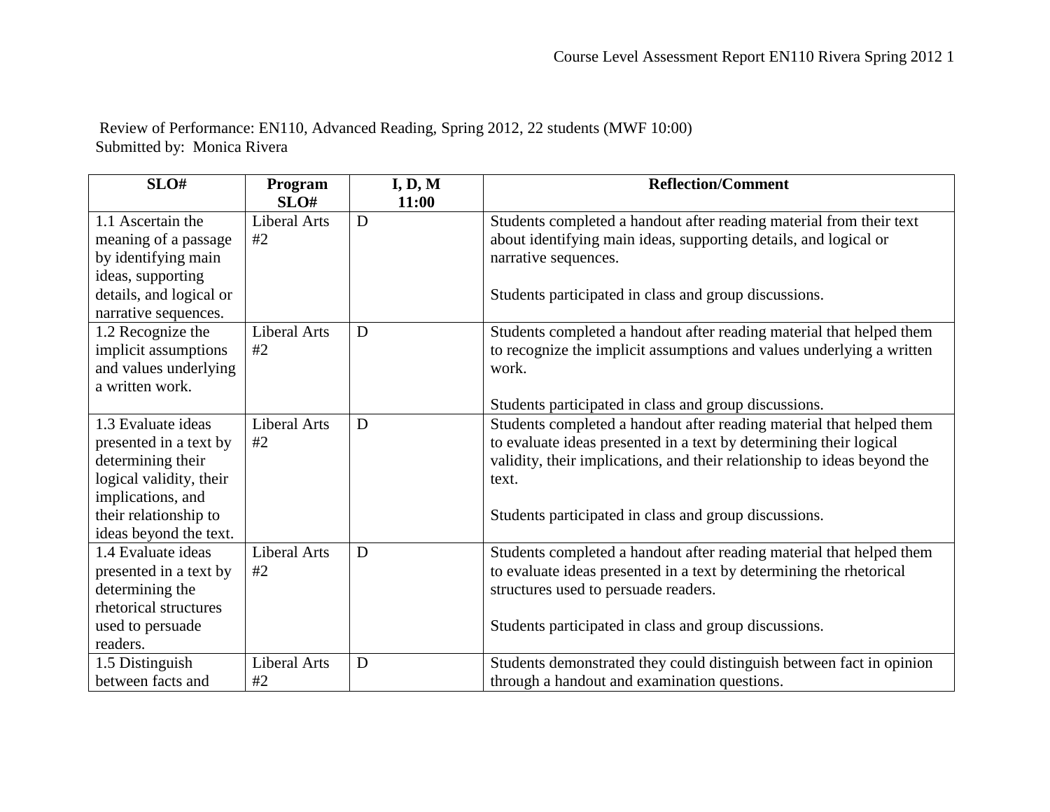Review of Performance: EN110, Advanced Reading, Spring 2012, 22 students (MWF 10:00)
Submitted by: Monica Rivera

| SLO# | Program SLO# | I, D, M 11:00 | Reflection/Comment |
|---|---|---|---|
| 1.1 Ascertain the meaning of a passage by identifying main ideas, supporting details, and logical or narrative sequences. | Liberal Arts #2 | D | Students completed a handout after reading material from their text about identifying main ideas, supporting details, and logical or narrative sequences.<br><br>Students participated in class and group discussions. |
| 1.2 Recognize the implicit assumptions and values underlying a written work. | Liberal Arts #2 | D | Students completed a handout after reading material that helped them to recognize the implicit assumptions and values underlying a written work.<br><br>Students participated in class and group discussions. |
| 1.3 Evaluate ideas presented in a text by determining their logical validity, their implications, and their relationship to ideas beyond the text. | Liberal Arts #2 | D | Students completed a handout after reading material that helped them to evaluate ideas presented in a text by determining their logical validity, their implications, and their relationship to ideas beyond the text.<br><br>Students participated in class and group discussions. |
| 1.4 Evaluate ideas presented in a text by determining the rhetorical structures used to persuade readers. | Liberal Arts #2 | D | Students completed a handout after reading material that helped them to evaluate ideas presented in a text by determining the rhetorical structures used to persuade readers.<br><br>Students participated in class and group discussions. |
| 1.5 Distinguish between facts and | Liberal Arts #2 | D | Students demonstrated they could distinguish between fact in opinion through a handout and examination questions. |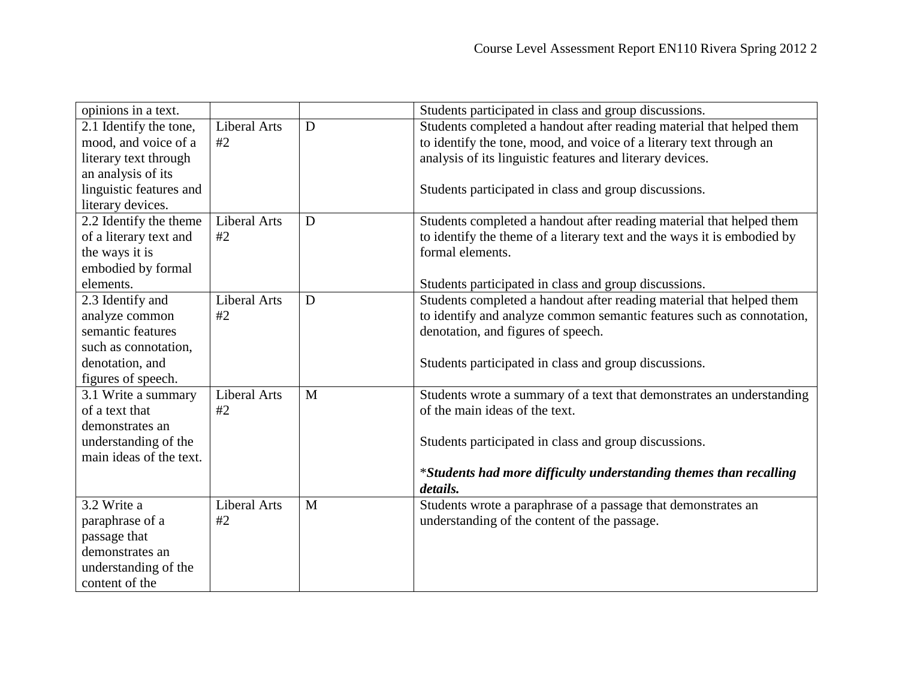| | | | |
|---|---|---|---|
| opinions in a text. | | | Students participated in class and group discussions. |
| 2.1 Identify the tone, mood, and voice of a literary text through an analysis of its linguistic features and literary devices. | Liberal Arts #2 | D | Students completed a handout after reading material that helped them to identify the tone, mood, and voice of a literary text through an analysis of its linguistic features and literary devices.<br><br>Students participated in class and group discussions. |
| 2.2 Identify the theme of a literary text and the ways it is embodied by formal elements. | Liberal Arts #2 | D | Students completed a handout after reading material that helped them to identify the theme of a literary text and the ways it is embodied by formal elements.<br><br>Students participated in class and group discussions. |
| 2.3 Identify and analyze common semantic features such as connotation, denotation, and figures of speech. | Liberal Arts #2 | D | Students completed a handout after reading material that helped them to identify and analyze common semantic features such as connotation, denotation, and figures of speech.<br><br>Students participated in class and group discussions. |
| 3.1 Write a summary of a text that demonstrates an understanding of the main ideas of the text. | Liberal Arts #2 | M | Students wrote a summary of a text that demonstrates an understanding of the main ideas of the text.<br><br>Students participated in class and group discussions.<br><br>****Students had more difficulty understanding themes than recalling details.*** |
| 3.2 Write a paraphrase of a passage that demonstrates an understanding of the content of the | Liberal Arts #2 | M | Students wrote a paraphrase of a passage that demonstrates an understanding of the content of the passage. |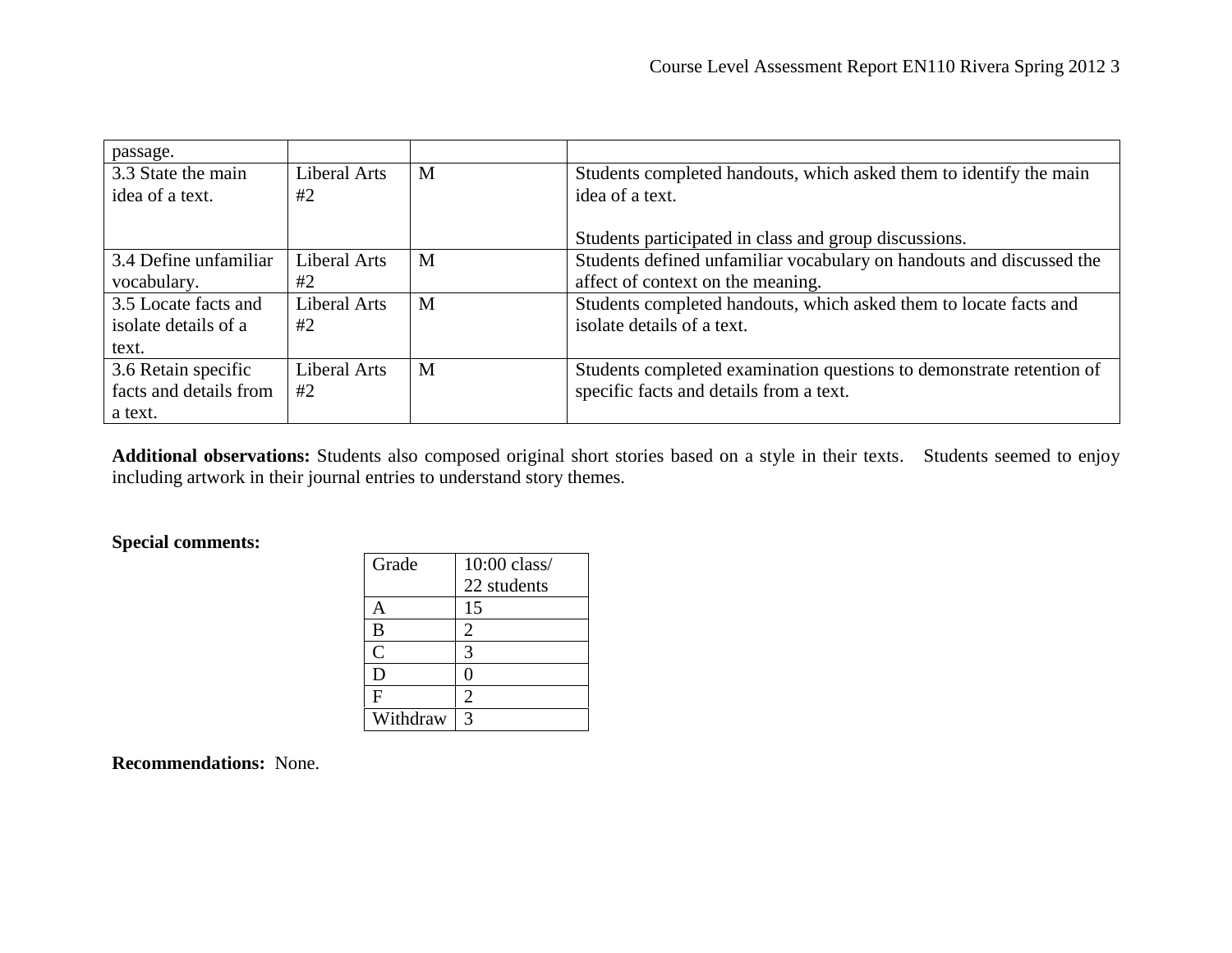| | | | |
|---|---|---|---|
| passage. | | | |
| 3.3 State the main idea of a text. | Liberal Arts #2 | M | Students completed handouts, which asked them to identify the main idea of a text.<br><br>Students participated in class and group discussions. |
| 3.4 Define unfamiliar vocabulary. | Liberal Arts #2 | M | Students defined unfamiliar vocabulary on handouts and discussed the affect of context on the meaning. |
| 3.5 Locate facts and isolate details of a text. | Liberal Arts #2 | M | Students completed handouts, which asked them to locate facts and isolate details of a text. |
| 3.6 Retain specific facts and details from a text. | Liberal Arts #2 | M | Students completed examination questions to demonstrate retention of specific facts and details from a text. |

**Additional observations:** Students also composed original short stories based on a style in their texts. Students seemed to enjoy including artwork in their journal entries to understand story themes.

**Special comments:**

| Grade | 10:00 class/ 22 students |
|---|---|
| A | 15 |
| B | 2 |
| C | 3 |
| D | 0 |
| F | 2 |
| Withdraw | 3 |

**Recommendations:** None.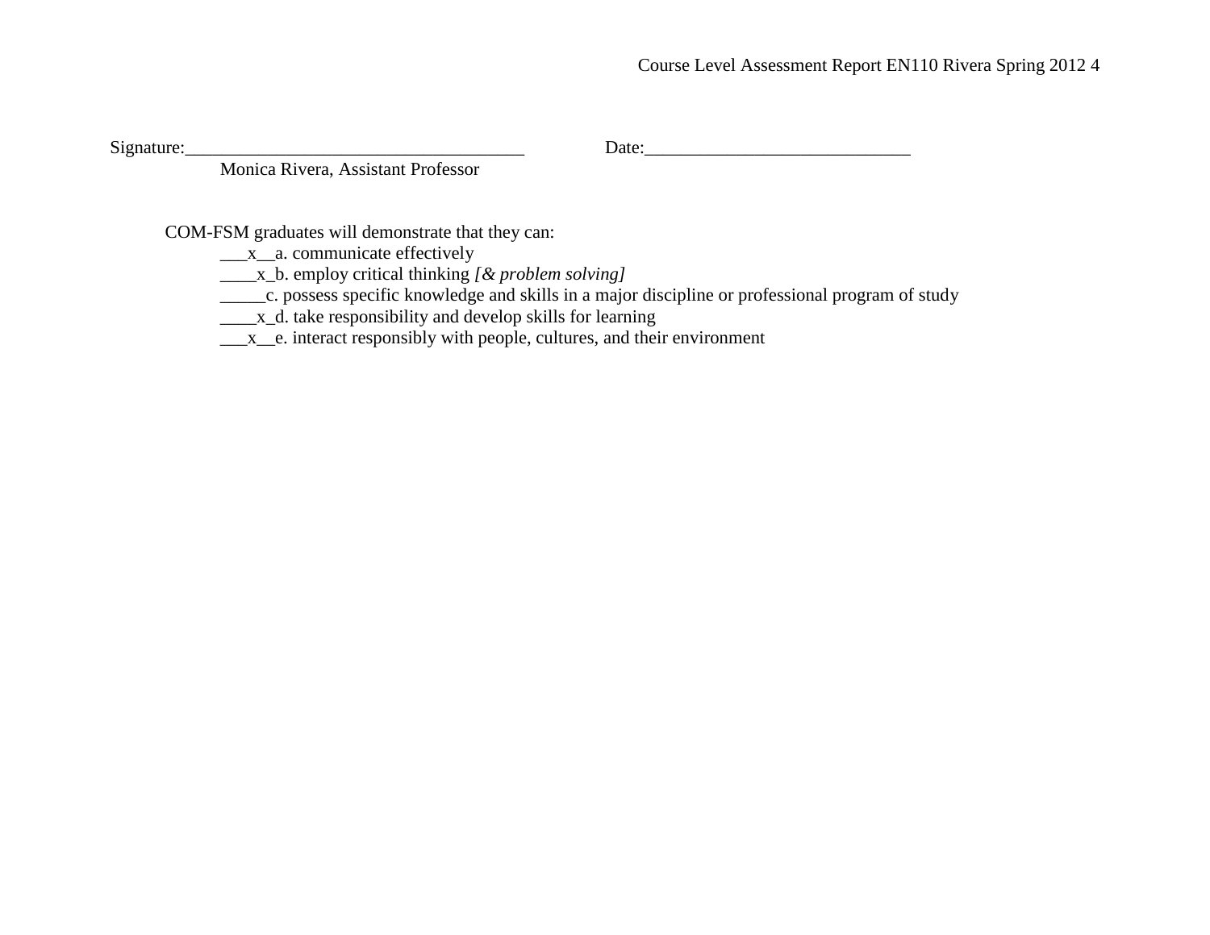Signature:_____________________________________ Date:____________________________

Monica Rivera, Assistant Professor

COM-FSM graduates will demonstrate that they can:

___x__a. communicate effectively

____x_b. employ critical thinking *[& problem solving]*

_____c. possess specific knowledge and skills in a major discipline or professional program of study

____x_d. take responsibility and develop skills for learning

___x__e. interact responsibly with people, cultures, and their environment